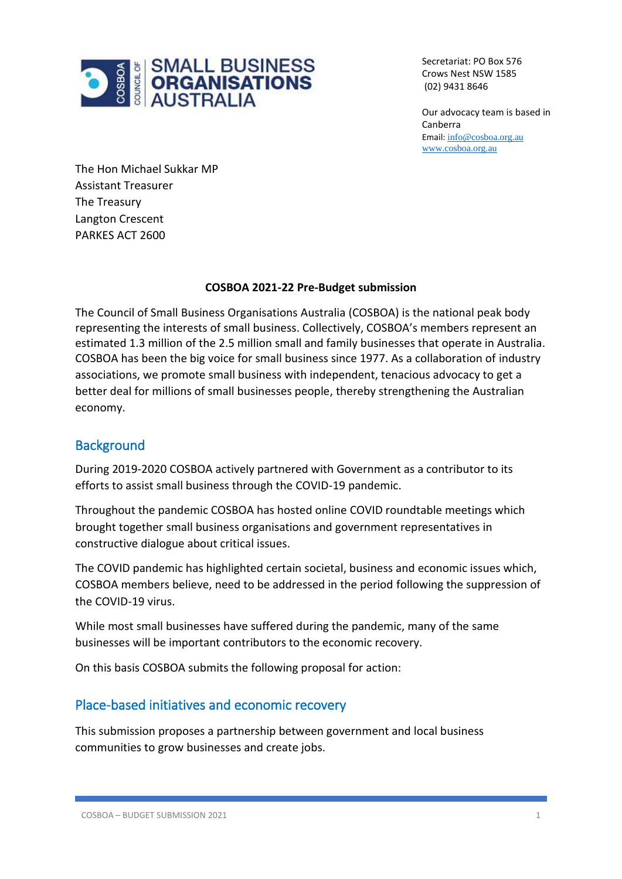SMALL BUSINESS ORGANISATIONS AUSTRALIA

Secretariat: PO Box 576
Crows Nest NSW 1585
(02) 9431 8646

Our advocacy team is based in Canberra
Email: info@cosboa.org.au
www.cosboa.org.au

The Hon Michael Sukkar MP
Assistant Treasurer
The Treasury
Langton Crescent
PARKES ACT 2600

**COSBOA 2021-22 Pre-Budget submission**

The Council of Small Business Organisations Australia (COSBOA) is the national peak body representing the interests of small business. Collectively, COSBOA's members represent an estimated 1.3 million of the 2.5 million small and family businesses that operate in Australia. COSBOA has been the big voice for small business since 1977. As a collaboration of industry associations, we promote small business with independent, tenacious advocacy to get a better deal for millions of small businesses people, thereby strengthening the Australian economy.

## Background

During 2019-2020 COSBOA actively partnered with Government as a contributor to its efforts to assist small business through the COVID-19 pandemic.

Throughout the pandemic COSBOA has hosted online COVID roundtable meetings which brought together small business organisations and government representatives in constructive dialogue about critical issues.

The COVID pandemic has highlighted certain societal, business and economic issues which, COSBOA members believe, need to be addressed in the period following the suppression of the COVID-19 virus.

While most small businesses have suffered during the pandemic, many of the same businesses will be important contributors to the economic recovery.

On this basis COSBOA submits the following proposal for action:

## Place-based initiatives and economic recovery

This submission proposes a partnership between government and local business communities to grow businesses and create jobs.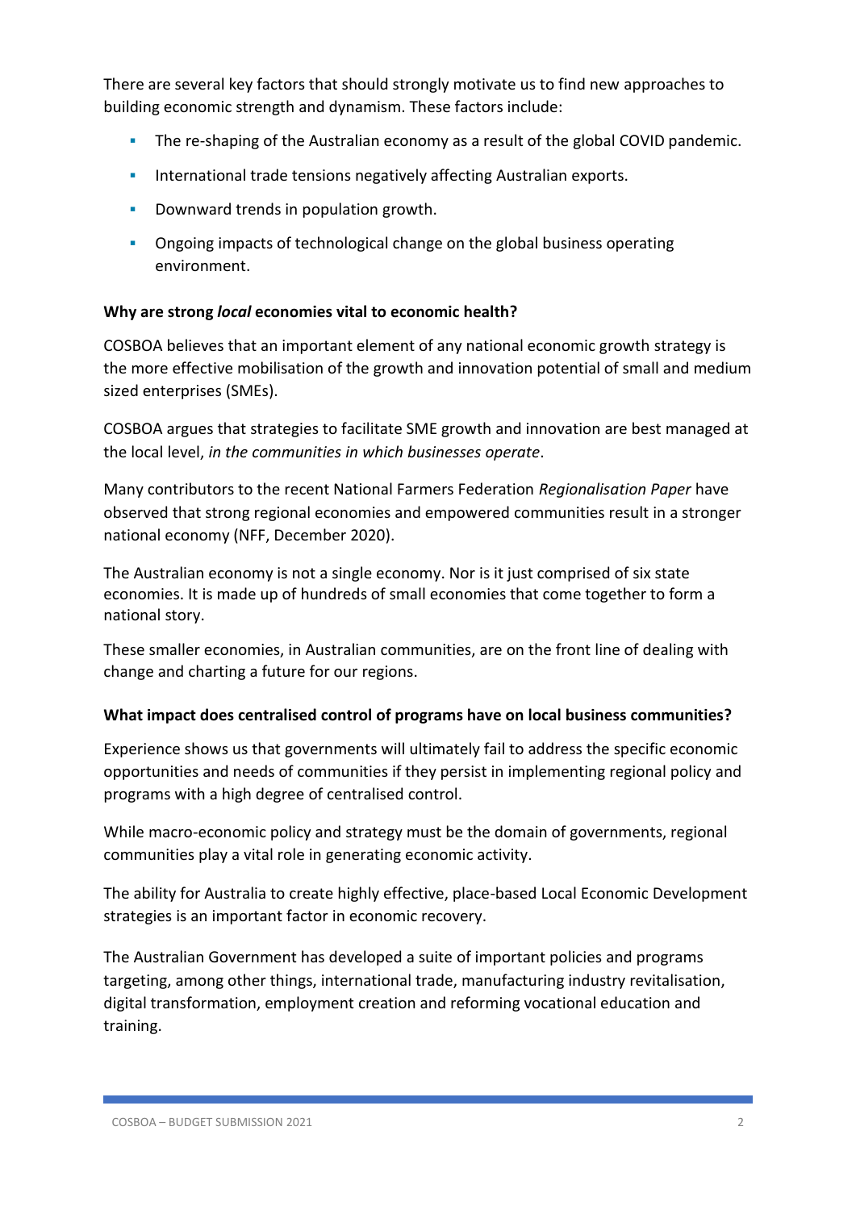There are several key factors that should strongly motivate us to find new approaches to building economic strength and dynamism. These factors include:

- The re-shaping of the Australian economy as a result of the global COVID pandemic.
- International trade tensions negatively affecting Australian exports.
- Downward trends in population growth.
- Ongoing impacts of technological change on the global business operating environment.

**Why are strong *local* economies vital to economic health?**

COSBOA believes that an important element of any national economic growth strategy is the more effective mobilisation of the growth and innovation potential of small and medium sized enterprises (SMEs).

COSBOA argues that strategies to facilitate SME growth and innovation are best managed at the local level, *in the communities in which businesses operate*.

Many contributors to the recent National Farmers Federation *Regionalisation Paper* have observed that strong regional economies and empowered communities result in a stronger national economy (NFF, December 2020).

The Australian economy is not a single economy. Nor is it just comprised of six state economies. It is made up of hundreds of small economies that come together to form a national story.

These smaller economies, in Australian communities, are on the front line of dealing with change and charting a future for our regions.

**What impact does centralised control of programs have on local business communities?**

Experience shows us that governments will ultimately fail to address the specific economic opportunities and needs of communities if they persist in implementing regional policy and programs with a high degree of centralised control.

While macro-economic policy and strategy must be the domain of governments, regional communities play a vital role in generating economic activity.

The ability for Australia to create highly effective, place-based Local Economic Development strategies is an important factor in economic recovery.

The Australian Government has developed a suite of important policies and programs targeting, among other things, international trade, manufacturing industry revitalisation, digital transformation, employment creation and reforming vocational education and training.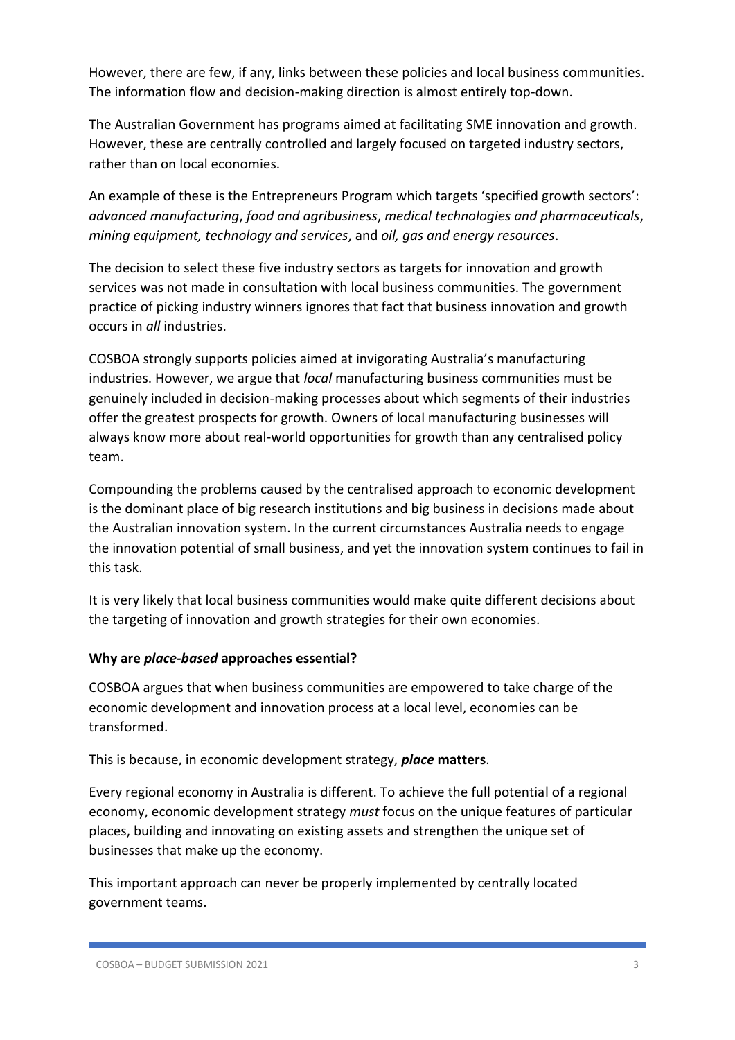However, there are few, if any, links between these policies and local business communities. The information flow and decision-making direction is almost entirely top-down.

The Australian Government has programs aimed at facilitating SME innovation and growth. However, these are centrally controlled and largely focused on targeted industry sectors, rather than on local economies.

An example of these is the Entrepreneurs Program which targets 'specified growth sectors': *advanced manufacturing*, *food and agribusiness*, *medical technologies and pharmaceuticals*, *mining equipment, technology and services*, and *oil, gas and energy resources*.

The decision to select these five industry sectors as targets for innovation and growth services was not made in consultation with local business communities. The government practice of picking industry winners ignores that fact that business innovation and growth occurs in *all* industries.

COSBOA strongly supports policies aimed at invigorating Australia's manufacturing industries. However, we argue that *local* manufacturing business communities must be genuinely included in decision-making processes about which segments of their industries offer the greatest prospects for growth. Owners of local manufacturing businesses will always know more about real-world opportunities for growth than any centralised policy team.

Compounding the problems caused by the centralised approach to economic development is the dominant place of big research institutions and big business in decisions made about the Australian innovation system. In the current circumstances Australia needs to engage the innovation potential of small business, and yet the innovation system continues to fail in this task.

It is very likely that local business communities would make quite different decisions about the targeting of innovation and growth strategies for their own economies.

**Why are *place-based* approaches essential?**

COSBOA argues that when business communities are empowered to take charge of the economic development and innovation process at a local level, economies can be transformed.

This is because, in economic development strategy, ***place* matters**.

Every regional economy in Australia is different. To achieve the full potential of a regional economy, economic development strategy *must* focus on the unique features of particular places, building and innovating on existing assets and strengthen the unique set of businesses that make up the economy.

This important approach can never be properly implemented by centrally located government teams.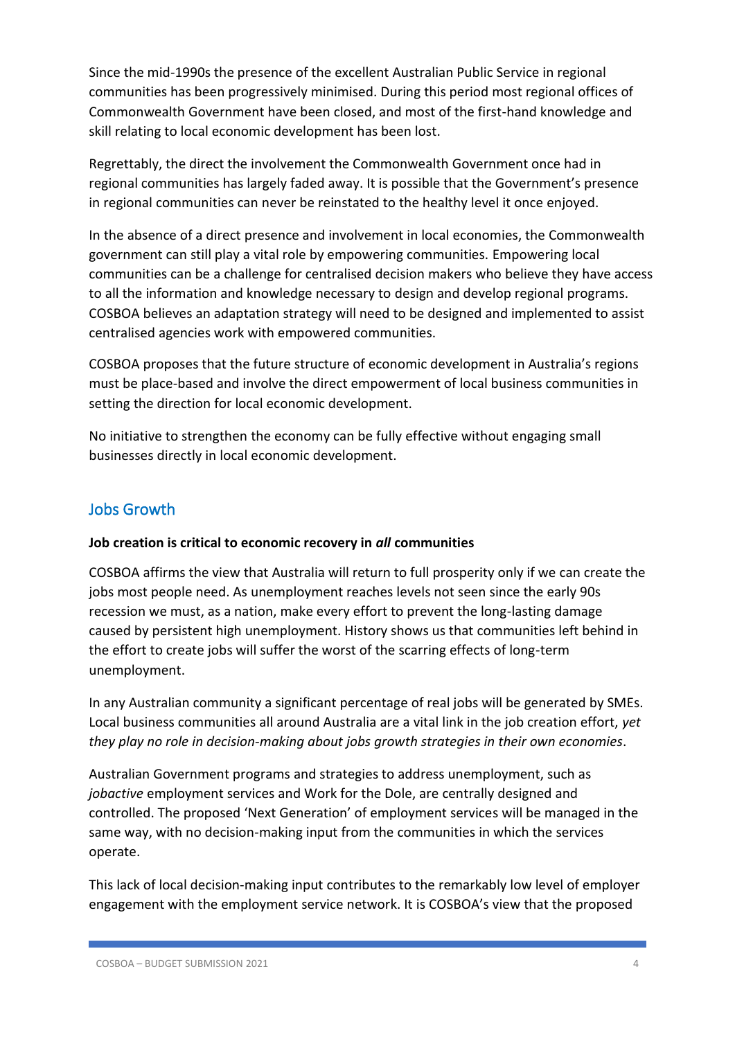Since the mid-1990s the presence of the excellent Australian Public Service in regional communities has been progressively minimised. During this period most regional offices of Commonwealth Government have been closed, and most of the first-hand knowledge and skill relating to local economic development has been lost.

Regrettably, the direct the involvement the Commonwealth Government once had in regional communities has largely faded away. It is possible that the Government's presence in regional communities can never be reinstated to the healthy level it once enjoyed.

In the absence of a direct presence and involvement in local economies, the Commonwealth government can still play a vital role by empowering communities. Empowering local communities can be a challenge for centralised decision makers who believe they have access to all the information and knowledge necessary to design and develop regional programs. COSBOA believes an adaptation strategy will need to be designed and implemented to assist centralised agencies work with empowered communities.

COSBOA proposes that the future structure of economic development in Australia's regions must be place-based and involve the direct empowerment of local business communities in setting the direction for local economic development.

No initiative to strengthen the economy can be fully effective without engaging small businesses directly in local economic development.

## Jobs Growth

**Job creation is critical to economic recovery in *all* communities**

COSBOA affirms the view that Australia will return to full prosperity only if we can create the jobs most people need. As unemployment reaches levels not seen since the early 90s recession we must, as a nation, make every effort to prevent the long-lasting damage caused by persistent high unemployment. History shows us that communities left behind in the effort to create jobs will suffer the worst of the scarring effects of long-term unemployment.

In any Australian community a significant percentage of real jobs will be generated by SMEs. Local business communities all around Australia are a vital link in the job creation effort, *yet they play no role in decision-making about jobs growth strategies in their own economies*.

Australian Government programs and strategies to address unemployment, such as *jobactive* employment services and Work for the Dole, are centrally designed and controlled. The proposed 'Next Generation' of employment services will be managed in the same way, with no decision-making input from the communities in which the services operate.

This lack of local decision-making input contributes to the remarkably low level of employer engagement with the employment service network. It is COSBOA's view that the proposed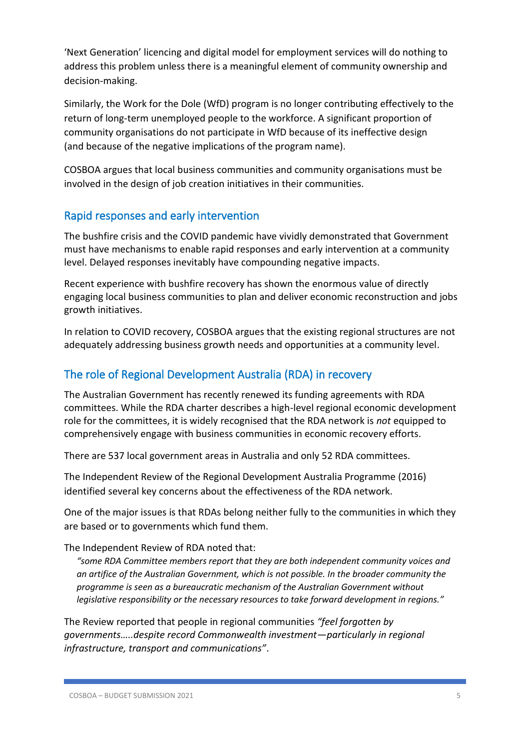'Next Generation' licencing and digital model for employment services will do nothing to address this problem unless there is a meaningful element of community ownership and decision-making.

Similarly, the Work for the Dole (WfD) program is no longer contributing effectively to the return of long-term unemployed people to the workforce. A significant proportion of community organisations do not participate in WfD because of its ineffective design (and because of the negative implications of the program name).

COSBOA argues that local business communities and community organisations must be involved in the design of job creation initiatives in their communities.

## Rapid responses and early intervention

The bushfire crisis and the COVID pandemic have vividly demonstrated that Government must have mechanisms to enable rapid responses and early intervention at a community level. Delayed responses inevitably have compounding negative impacts.

Recent experience with bushfire recovery has shown the enormous value of directly engaging local business communities to plan and deliver economic reconstruction and jobs growth initiatives.

In relation to COVID recovery, COSBOA argues that the existing regional structures are not adequately addressing business growth needs and opportunities at a community level.

## The role of Regional Development Australia (RDA) in recovery

The Australian Government has recently renewed its funding agreements with RDA committees. While the RDA charter describes a high-level regional economic development role for the committees, it is widely recognised that the RDA network is *not* equipped to comprehensively engage with business communities in economic recovery efforts.

There are 537 local government areas in Australia and only 52 RDA committees.

The Independent Review of the Regional Development Australia Programme (2016) identified several key concerns about the effectiveness of the RDA network.

One of the major issues is that RDAs belong neither fully to the communities in which they are based or to governments which fund them.

The Independent Review of RDA noted that:

> *"some RDA Committee members report that they are both independent community voices and an artifice of the Australian Government, which is not possible. In the broader community the programme is seen as a bureaucratic mechanism of the Australian Government without legislative responsibility or the necessary resources to take forward development in regions."*

The Review reported that people in regional communities *"feel forgotten by governments…..despite record Commonwealth investment—particularly in regional infrastructure, transport and communications"*.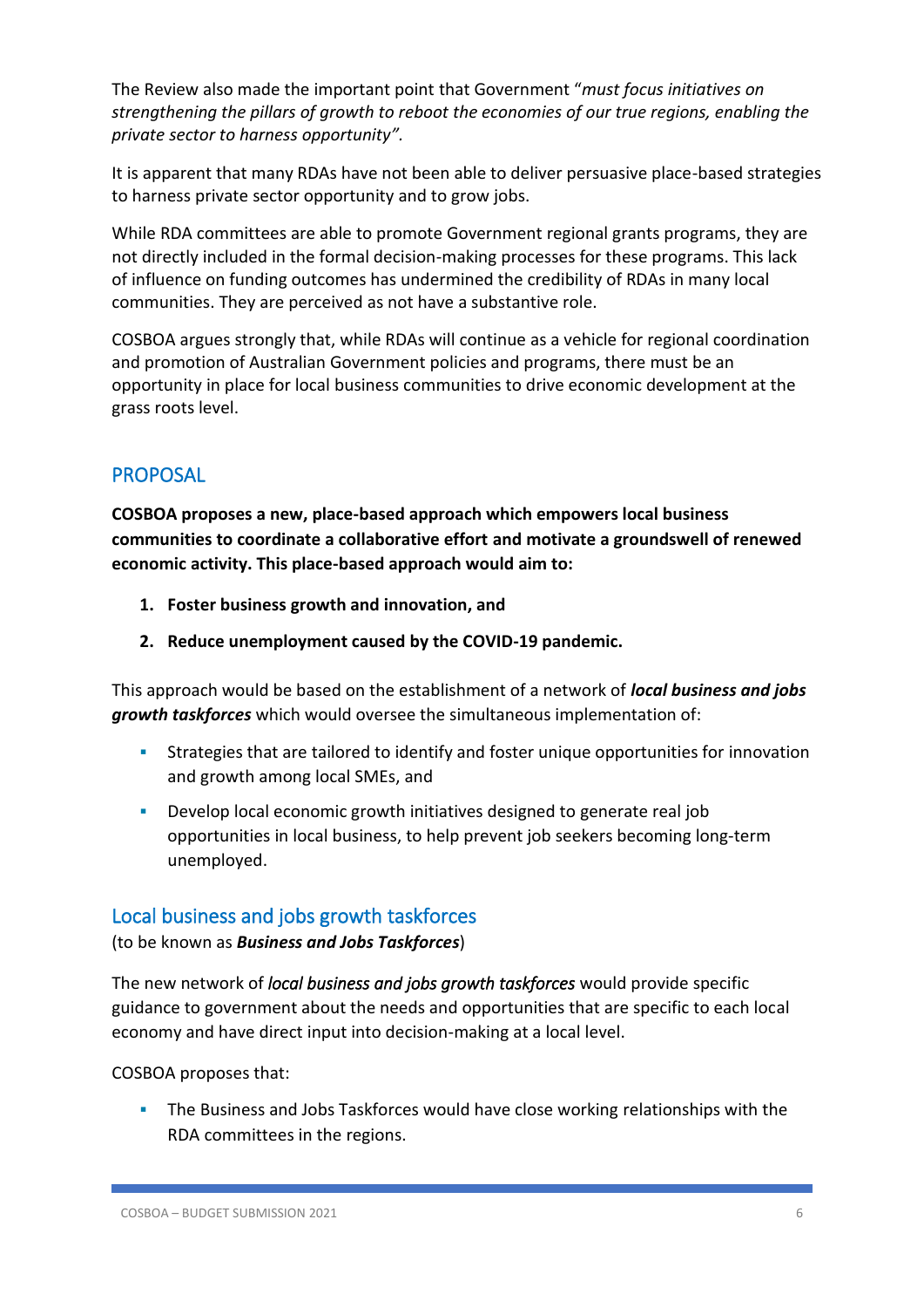The Review also made the important point that Government "*must focus initiatives on strengthening the pillars of growth to reboot the economies of our true regions, enabling the private sector to harness opportunity"*.

It is apparent that many RDAs have not been able to deliver persuasive place-based strategies to harness private sector opportunity and to grow jobs.

While RDA committees are able to promote Government regional grants programs, they are not directly included in the formal decision-making processes for these programs. This lack of influence on funding outcomes has undermined the credibility of RDAs in many local communities. They are perceived as not have a substantive role.

COSBOA argues strongly that, while RDAs will continue as a vehicle for regional coordination and promotion of Australian Government policies and programs, there must be an opportunity in place for local business communities to drive economic development at the grass roots level.

## PROPOSAL

**COSBOA proposes a new, place-based approach which empowers local business communities to coordinate a collaborative effort and motivate a groundswell of renewed economic activity. This place-based approach would aim to:**

1. **Foster business growth and innovation, and**
2. **Reduce unemployment caused by the COVID-19 pandemic.**

This approach would be based on the establishment of a network of ***local business and jobs growth taskforces*** which would oversee the simultaneous implementation of:

- Strategies that are tailored to identify and foster unique opportunities for innovation and growth among local SMEs, and
- Develop local economic growth initiatives designed to generate real job opportunities in local business, to help prevent job seekers becoming long-term unemployed.

## Local business and jobs growth taskforces

(to be known as ***Business and Jobs Taskforces***)

The new network of *local business and jobs growth taskforces* would provide specific guidance to government about the needs and opportunities that are specific to each local economy and have direct input into decision-making at a local level.

COSBOA proposes that:

- The Business and Jobs Taskforces would have close working relationships with the RDA committees in the regions.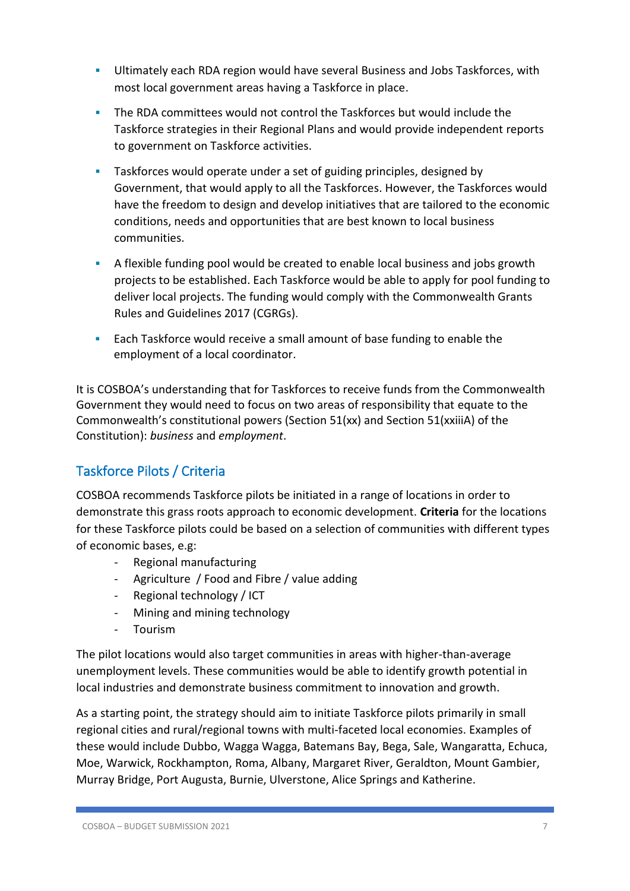- Ultimately each RDA region would have several Business and Jobs Taskforces, with most local government areas having a Taskforce in place.
- The RDA committees would not control the Taskforces but would include the Taskforce strategies in their Regional Plans and would provide independent reports to government on Taskforce activities.
- Taskforces would operate under a set of guiding principles, designed by Government, that would apply to all the Taskforces. However, the Taskforces would have the freedom to design and develop initiatives that are tailored to the economic conditions, needs and opportunities that are best known to local business communities.
- A flexible funding pool would be created to enable local business and jobs growth projects to be established. Each Taskforce would be able to apply for pool funding to deliver local projects. The funding would comply with the Commonwealth Grants Rules and Guidelines 2017 (CGRGs).
- Each Taskforce would receive a small amount of base funding to enable the employment of a local coordinator.

It is COSBOA's understanding that for Taskforces to receive funds from the Commonwealth Government they would need to focus on two areas of responsibility that equate to the Commonwealth's constitutional powers (Section 51(xx) and Section 51(xxiiiA) of the Constitution): *business* and *employment*.

## Taskforce Pilots / Criteria

COSBOA recommends Taskforce pilots be initiated in a range of locations in order to demonstrate this grass roots approach to economic development. **Criteria** for the locations for these Taskforce pilots could be based on a selection of communities with different types of economic bases, e.g:

- Regional manufacturing
- Agriculture / Food and Fibre / value adding
- Regional technology / ICT
- Mining and mining technology
- Tourism

The pilot locations would also target communities in areas with higher-than-average unemployment levels. These communities would be able to identify growth potential in local industries and demonstrate business commitment to innovation and growth.

As a starting point, the strategy should aim to initiate Taskforce pilots primarily in small regional cities and rural/regional towns with multi-faceted local economies. Examples of these would include Dubbo, Wagga Wagga, Batemans Bay, Bega, Sale, Wangaratta, Echuca, Moe, Warwick, Rockhampton, Roma, Albany, Margaret River, Geraldton, Mount Gambier, Murray Bridge, Port Augusta, Burnie, Ulverstone, Alice Springs and Katherine.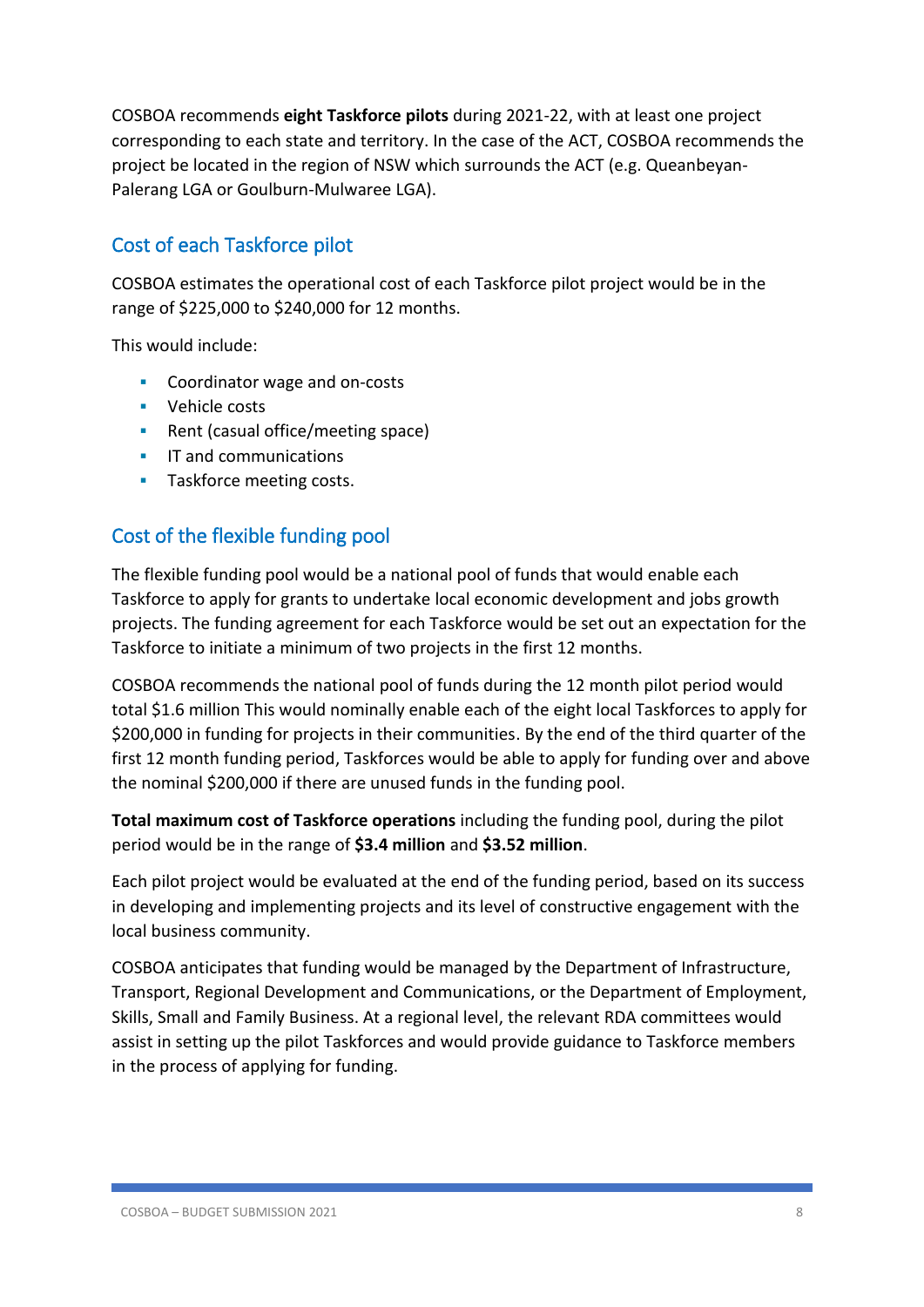COSBOA recommends **eight Taskforce pilots** during 2021-22, with at least one project corresponding to each state and territory. In the case of the ACT, COSBOA recommends the project be located in the region of NSW which surrounds the ACT (e.g. Queanbeyan-Palerang LGA or Goulburn-Mulwaree LGA).

## Cost of each Taskforce pilot

COSBOA estimates the operational cost of each Taskforce pilot project would be in the range of $225,000 to $240,000 for 12 months.

This would include:

- Coordinator wage and on-costs
- Vehicle costs
- Rent (casual office/meeting space)
- IT and communications
- Taskforce meeting costs.

## Cost of the flexible funding pool

The flexible funding pool would be a national pool of funds that would enable each Taskforce to apply for grants to undertake local economic development and jobs growth projects. The funding agreement for each Taskforce would be set out an expectation for the Taskforce to initiate a minimum of two projects in the first 12 months.

COSBOA recommends the national pool of funds during the 12 month pilot period would total $1.6 million This would nominally enable each of the eight local Taskforces to apply for $200,000 in funding for projects in their communities. By the end of the third quarter of the first 12 month funding period, Taskforces would be able to apply for funding over and above the nominal $200,000 if there are unused funds in the funding pool.

**Total maximum cost of Taskforce operations** including the funding pool, during the pilot period would be in the range of **$3.4 million** and **$3.52 million**.

Each pilot project would be evaluated at the end of the funding period, based on its success in developing and implementing projects and its level of constructive engagement with the local business community.

COSBOA anticipates that funding would be managed by the Department of Infrastructure, Transport, Regional Development and Communications, or the Department of Employment, Skills, Small and Family Business. At a regional level, the relevant RDA committees would assist in setting up the pilot Taskforces and would provide guidance to Taskforce members in the process of applying for funding.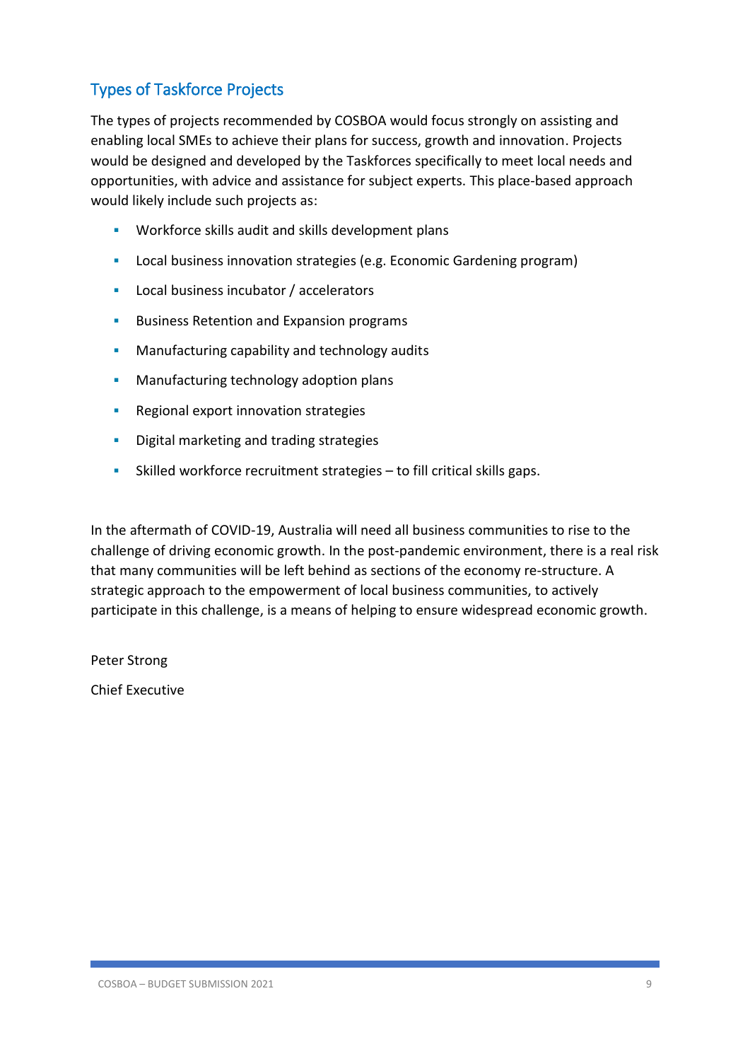## Types of Taskforce Projects

The types of projects recommended by COSBOA would focus strongly on assisting and enabling local SMEs to achieve their plans for success, growth and innovation. Projects would be designed and developed by the Taskforces specifically to meet local needs and opportunities, with advice and assistance for subject experts. This place-based approach would likely include such projects as:

- Workforce skills audit and skills development plans
- Local business innovation strategies (e.g. Economic Gardening program)
- Local business incubator / accelerators
- Business Retention and Expansion programs
- Manufacturing capability and technology audits
- Manufacturing technology adoption plans
- Regional export innovation strategies
- Digital marketing and trading strategies
- Skilled workforce recruitment strategies – to fill critical skills gaps.

In the aftermath of COVID-19, Australia will need all business communities to rise to the challenge of driving economic growth. In the post-pandemic environment, there is a real risk that many communities will be left behind as sections of the economy re-structure. A strategic approach to the empowerment of local business communities, to actively participate in this challenge, is a means of helping to ensure widespread economic growth.

Peter Strong

Chief Executive